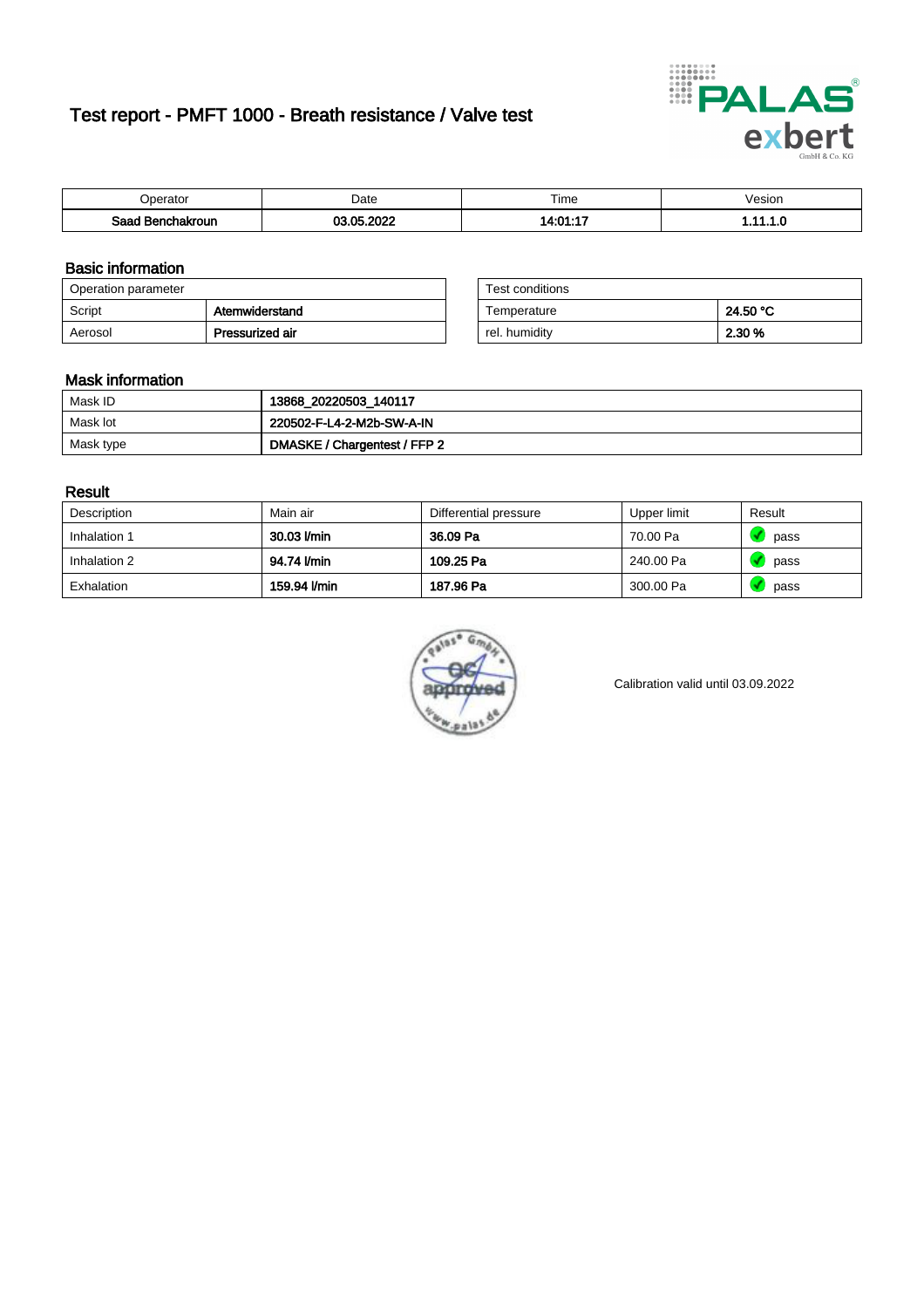# Test report - PMFT 1000 - Breath resistance / Valve test

| Operator | Date | Time | Vesion |
|---|---|---|---|
| **Saad Benchakroun** | **03.05.2022** | **14:01:17** | **1.11.1.0** |

## Basic information

| Operation parameter | |
|---|---|
| Script | **Atemwiderstand** |
| Aerosol | **Pressurized air** |

| Test conditions | |
|---|---|
| Temperature | **24.50 °C** |
| rel. humidity | **2.30 %** |

## Mask information

| | |
|---|---|
| Mask ID | **13868_20220503_140117** |
| Mask lot | **220502-F-L4-2-M2b-SW-A-IN** |
| Mask type | **DMASKE / Chargentest / FFP 2** |

## Result

| Description | Main air | Differential pressure | Upper limit | Result |
|---|---|---|---|---|
| Inhalation 1 | **30.03 l/min** | **36.09 Pa** | 70.00 Pa | pass |
| Inhalation 2 | **94.74 l/min** | **109.25 Pa** | 240.00 Pa | pass |
| Exhalation | **159.94 l/min** | **187.96 Pa** | 300.00 Pa | pass |

Calibration valid until 03.09.2022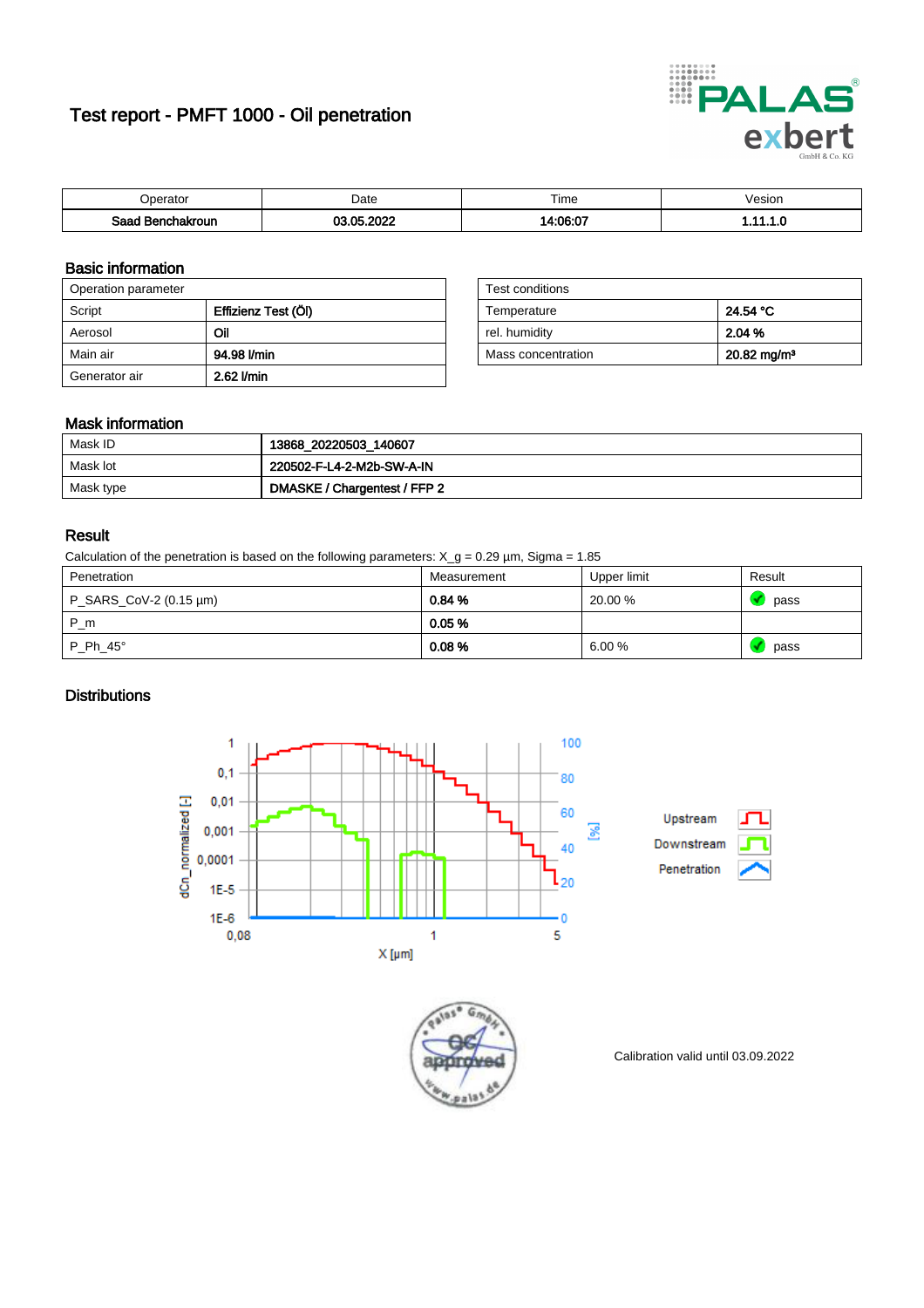# Test report - PMFT 1000 - Oil penetration

| Operator | Date | Time | Vesion |
|---|---|---|---|
| **Saad Benchakroun** | **03.05.2022** | **14:06:07** | **1.11.1.0** |

## Basic information

| Operation parameter | |
|---|---|
| Script | **Effizienz Test (Öl)** |
| Aerosol | **Oil** |
| Main air | **94.98 l/min** |
| Generator air | **2.62 l/min** |

| Test conditions | |
|---|---|
| Temperature | **24.54 °C** |
| rel. humidity | **2.04 %** |
| Mass concentration | **20.82 mg/m³** |

## Mask information

| | |
|---|---|
| Mask ID | **13868_20220503_140607** |
| Mask lot | **220502-F-L4-2-M2b-SW-A-IN** |
| Mask type | **DMASKE / Chargentest / FFP 2** |

## Result

Calculation of the penetration is based on the following parameters: X_g = 0.29 µm, Sigma = 1.85

| Penetration | Measurement | Upper limit | Result |
|---|---|---|---|
| P_SARS_CoV-2 (0.15 µm) | **0.84 %** | 20.00 % | pass |
| P_m | **0.05 %** | | |
| P_Ph_45° | **0.08 %** | 6.00 % | pass |

## Distributions

dCn_normalized [-]
1
0,1
0,01
0,001
0,0001
1E-5
1E-6
0,08
1
5
X [µm]
[%]
100
80
60
40
20
0

Upstream
Downstream
Penetration

Palas® GmbH
QC approved
www.palas.de

Calibration valid until 03.09.2022